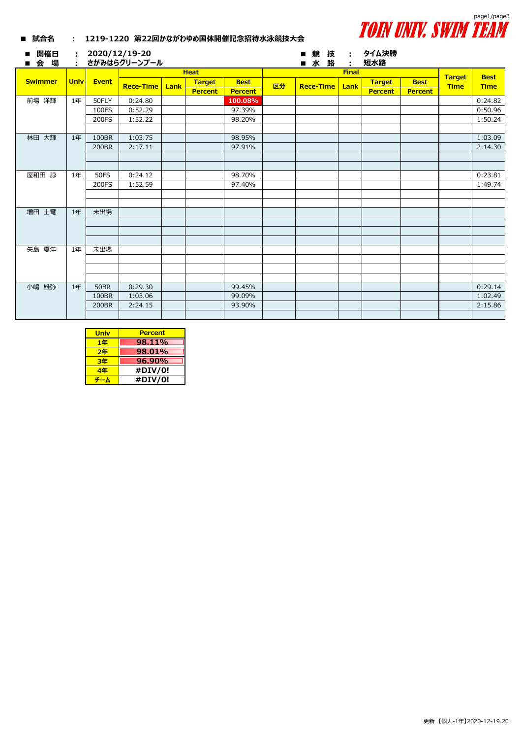TOIN UNIV. SWIM TEAM

- **試合名** : **1219-1220 第22回かながわゆめ国体開催記念招待水泳競技大会**
- **開催日** : **2020/12/19-20**
- **会　場** : **さがみはらグリーンプール**
- **競　技** : **タイム決勝**
- **水　路** : **短水路**

| Swimmer | Univ | Event | Heat | | | | Final | | | | | Target Time | Best Time |
|---|---|---|---|---|---|---|---|---|---|---|---|---|---|
| | | | Rece-Time | Lank | Target Percent | Best Percent | 区分 | Rece-Time | Lank | Target Percent | Best Percent | | |
| 前場 洋輝 | 1年 | 50FLY | 0:24.80 | | | 100.08% | | | | | | | 0:24.82 |
| | | 100FS | 0:52.29 | | | 97.39% | | | | | | | 0:50.96 |
| | | 200FS | 1:52.22 | | | 98.20% | | | | | | | 1:50.24 |
| | | | | | | | | | | | | | |
| 林田 大輝 | 1年 | 100BR | 1:03.75 | | | 98.95% | | | | | | | 1:03.09 |
| | | 200BR | 2:17.11 | | | 97.91% | | | | | | | 2:14.30 |
| | | | | | | | | | | | | | |
| | | | | | | | | | | | | | |
| 屋和田 諒 | 1年 | 50FS | 0:24.12 | | | 98.70% | | | | | | | 0:23.81 |
| | | 200FS | 1:52.59 | | | 97.40% | | | | | | | 1:49.74 |
| | | | | | | | | | | | | | |
| | | | | | | | | | | | | | |
| 増田 士竜 | 1年 | 未出場 | | | | | | | | | | | |
| | | | | | | | | | | | | | |
| | | | | | | | | | | | | | |
| | | | | | | | | | | | | | |
| 矢島 夏洋 | 1年 | 未出場 | | | | | | | | | | | |
| | | | | | | | | | | | | | |
| | | | | | | | | | | | | | |
| | | | | | | | | | | | | | |
| 小嶋 雄弥 | 1年 | 50BR | 0:29.30 | | | 99.45% | | | | | | | 0:29.14 |
| | | 100BR | 1:03.06 | | | 99.09% | | | | | | | 1:02.49 |
| | | 200BR | 2:24.15 | | | 93.90% | | | | | | | 2:15.86 |
| | | | | | | | | | | | | | |

| Univ | Percent |
|---|---|
| 1年 | 98.11% |
| 2年 | 98.01% |
| 3年 | 96.90% |
| 4年 | #DIV/0! |
| チーム | #DIV/0! |

更新 【個人-1年】2020-12-19.20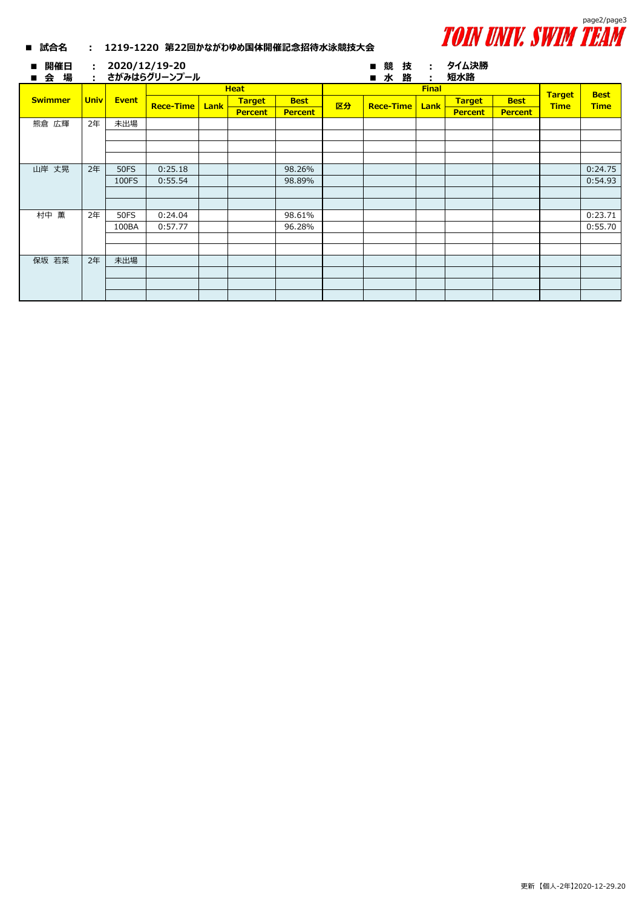**TOIN UNIV. SWIM TEAM**

■ **試合名**　：　**1219-1220 第22回かながわゆめ国体開催記念招待水泳競技大会**

■ **開催日**　：　**2020/12/19-20**　　　■ **競　技**　：　**タイム決勝**

■ **会　場**　：　**さがみはらグリーンプール**　　　■ **水　路**　：　**短水路**

| Swimmer | Univ | Event | Heat | | | | Final | | | | | Target Time | Best Time |
|---|---|---|---|---|---|---|---|---|---|---|---|---|---|
| | | | Rece-Time | Lank | Target Percent | Best Percent | 区分 | Rece-Time | Lank | Target Percent | Best Percent | | |
| 熊倉 広輝 | 2年 | 未出場 | | | | | | | | | | | |
| 山岸 丈晃 | 2年 | 50FS | 0:25.18 | | | 98.26% | | | | | | | 0:24.75 |
| | | 100FS | 0:55.54 | | | 98.89% | | | | | | | 0:54.93 |
| 村中 薫 | 2年 | 50FS | 0:24.04 | | | 98.61% | | | | | | | 0:23.71 |
| | | 100BA | 0:57.77 | | | 96.28% | | | | | | | 0:55.70 |
| 保坂 若菜 | 2年 | 未出場 | | | | | | | | | | | |

更新 【個人-2年】2020-12-29.20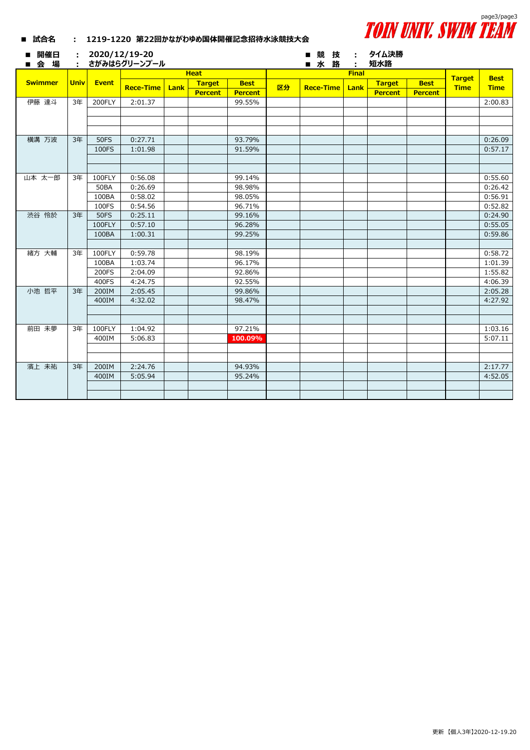**TOIN UNIV. SWIM TEAM**

■ **試合名** ： **1219-1220 第22回かながわゆめ国体開催記念招待水泳競技大会**

■ **開催日** ： **2020/12/19-20**
■ **会　場** ： **さがみはらグリーンプール**

■ **競　技** ： **タイム決勝**
■ **水　路** ： **短水路**

| Swimmer | Univ | Event | Heat | | | | Final | | | | | Target Time | Best Time |
|---|---|---|---|---|---|---|---|---|---|---|---|---|---|
| | | | Rece-Time | Lank | Target Percent | Best Percent | 区分 | Rece-Time | Lank | Target Percent | Best Percent | | |
| 伊藤 達斗 | 3年 | 200FLY | 2:01.37 | | | 99.55% | | | | | | | 2:00.83 |
| | | | | | | | | | | | | | |
| | | | | | | | | | | | | | |
| | | | | | | | | | | | | | |
| 横溝 万波 | 3年 | 50FS | 0:27.71 | | | 93.79% | | | | | | | 0:26.09 |
| | | 100FS | 1:01.98 | | | 91.59% | | | | | | | 0:57.17 |
| | | | | | | | | | | | | | |
| | | | | | | | | | | | | | |
| 山本 太一郎 | 3年 | 100FLY | 0:56.08 | | | 99.14% | | | | | | | 0:55.60 |
| | | 50BA | 0:26.69 | | | 98.98% | | | | | | | 0:26.42 |
| | | 100BA | 0:58.02 | | | 98.05% | | | | | | | 0:56.91 |
| | | 100FS | 0:54.56 | | | 96.71% | | | | | | | 0:52.82 |
| 渋谷 怜於 | 3年 | 50FS | 0:25.11 | | | 99.16% | | | | | | | 0:24.90 |
| | | 100FLY | 0:57.10 | | | 96.28% | | | | | | | 0:55.05 |
| | | 100BA | 1:00.31 | | | 99.25% | | | | | | | 0:59.86 |
| | | | | | | | | | | | | | |
| 緒方 大輔 | 3年 | 100FLY | 0:59.78 | | | 98.19% | | | | | | | 0:58.72 |
| | | 100BA | 1:03.74 | | | 96.17% | | | | | | | 1:01.39 |
| | | 200FS | 2:04.09 | | | 92.86% | | | | | | | 1:55.82 |
| | | 400FS | 4:24.75 | | | 92.55% | | | | | | | 4:06.39 |
| 小池 哲平 | 3年 | 200IM | 2:05.45 | | | 99.86% | | | | | | | 2:05.28 |
| | | 400IM | 4:32.02 | | | 98.47% | | | | | | | 4:27.92 |
| | | | | | | | | | | | | | |
| | | | | | | | | | | | | | |
| 前田 未夢 | 3年 | 100FLY | 1:04.92 | | | 97.21% | | | | | | | 1:03.16 |
| | | 400IM | 5:06.83 | | | 100.09% | | | | | | | 5:07.11 |
| | | | | | | | | | | | | | |
| | | | | | | | | | | | | | |
| 濱上 未祐 | 3年 | 200IM | 2:24.76 | | | 94.93% | | | | | | | 2:17.77 |
| | | 400IM | 5:05.94 | | | 95.24% | | | | | | | 4:52.05 |
| | | | | | | | | | | | | | |
| | | | | | | | | | | | | | |

更新【個人3年】2020-12-19.20